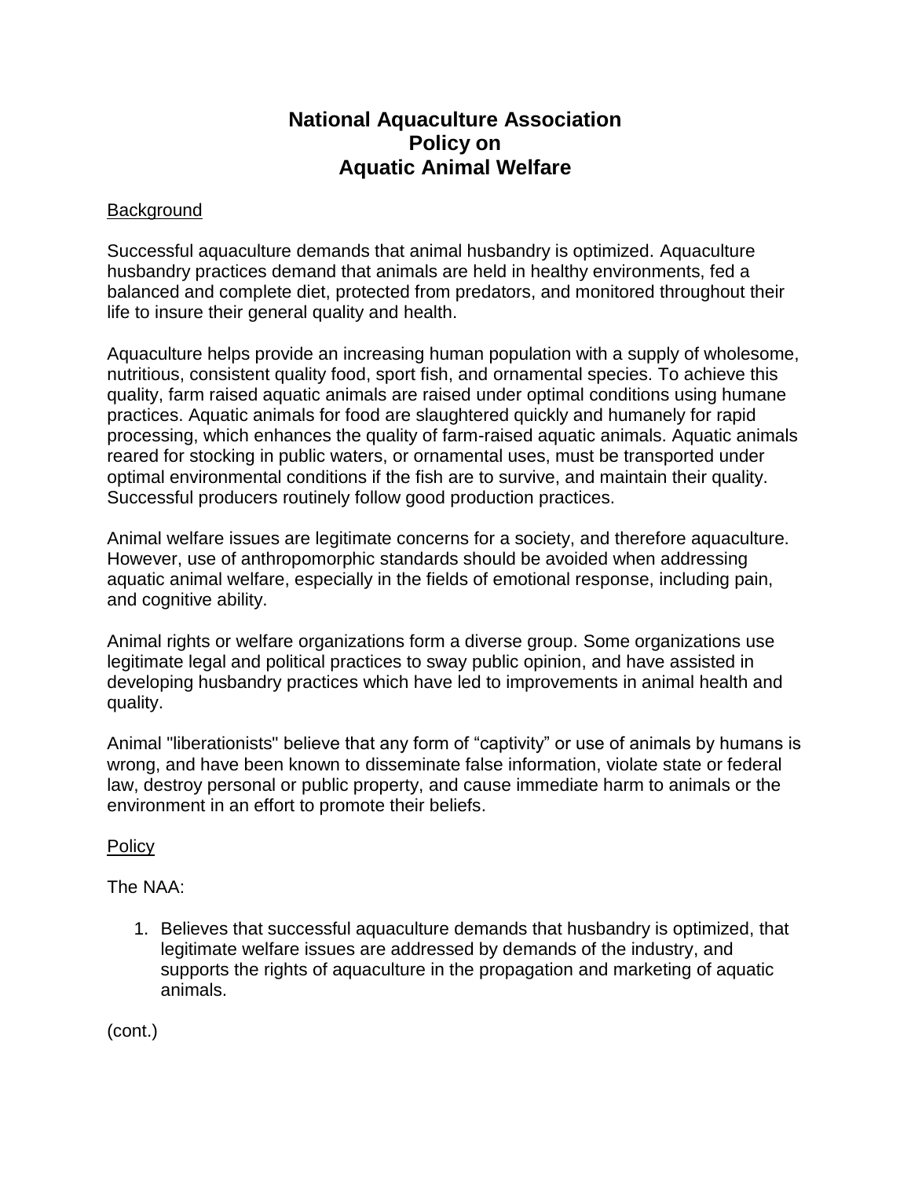# National Aquaculture Association Policy on Aquatic Animal Welfare

## Background

Successful aquaculture demands that animal husbandry is optimized. Aquaculture husbandry practices demand that animals are held in healthy environments, fed a balanced and complete diet, protected from predators, and monitored throughout their life to insure their general quality and health.

Aquaculture helps provide an increasing human population with a supply of wholesome, nutritious, consistent quality food, sport fish, and ornamental species. To achieve this quality, farm raised aquatic animals are raised under optimal conditions using humane practices. Aquatic animals for food are slaughtered quickly and humanely for rapid processing, which enhances the quality of farm-raised aquatic animals. Aquatic animals reared for stocking in public waters, or ornamental uses, must be transported under optimal environmental conditions if the fish are to survive, and maintain their quality. Successful producers routinely follow good production practices.

Animal welfare issues are legitimate concerns for a society, and therefore aquaculture. However, use of anthropomorphic standards should be avoided when addressing aquatic animal welfare, especially in the fields of emotional response, including pain, and cognitive ability.

Animal rights or welfare organizations form a diverse group. Some organizations use legitimate legal and political practices to sway public opinion, and have assisted in developing husbandry practices which have led to improvements in animal health and quality.

Animal "liberationists" believe that any form of "captivity" or use of animals by humans is wrong, and have been known to disseminate false information, violate state or federal law, destroy personal or public property, and cause immediate harm to animals or the environment in an effort to promote their beliefs.

## Policy

The NAA:

1. Believes that successful aquaculture demands that husbandry is optimized, that legitimate welfare issues are addressed by demands of the industry, and supports the rights of aquaculture in the propagation and marketing of aquatic animals.

(cont.)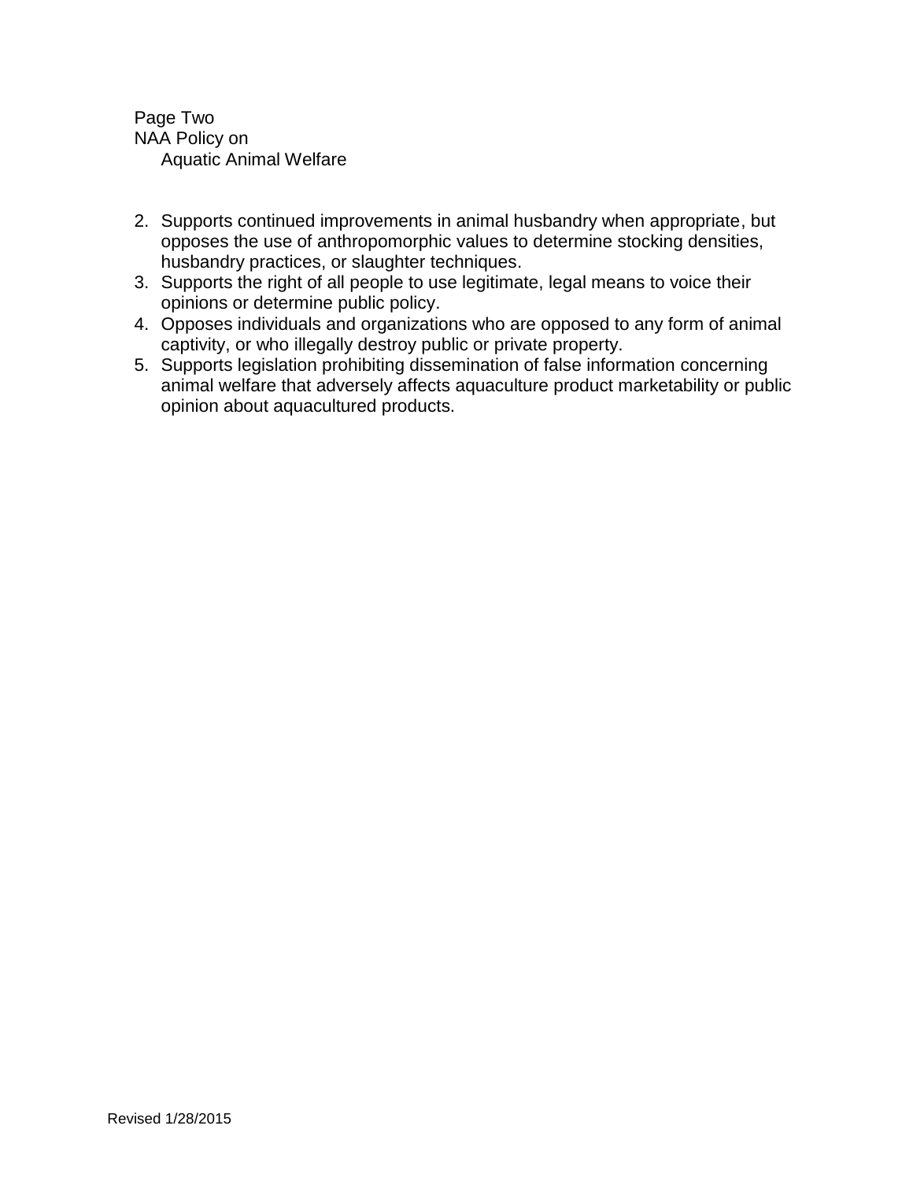2. Supports continued improvements in animal husbandry when appropriate, but opposes the use of anthropomorphic values to determine stocking densities, husbandry practices, or slaughter techniques.
3. Supports the right of all people to use legitimate, legal means to voice their opinions or determine public policy.
4. Opposes individuals and organizations who are opposed to any form of animal captivity, or who illegally destroy public or private property.
5. Supports legislation prohibiting dissemination of false information concerning animal welfare that adversely affects aquaculture product marketability or public opinion about aquacultured products.

Revised 1/28/2015